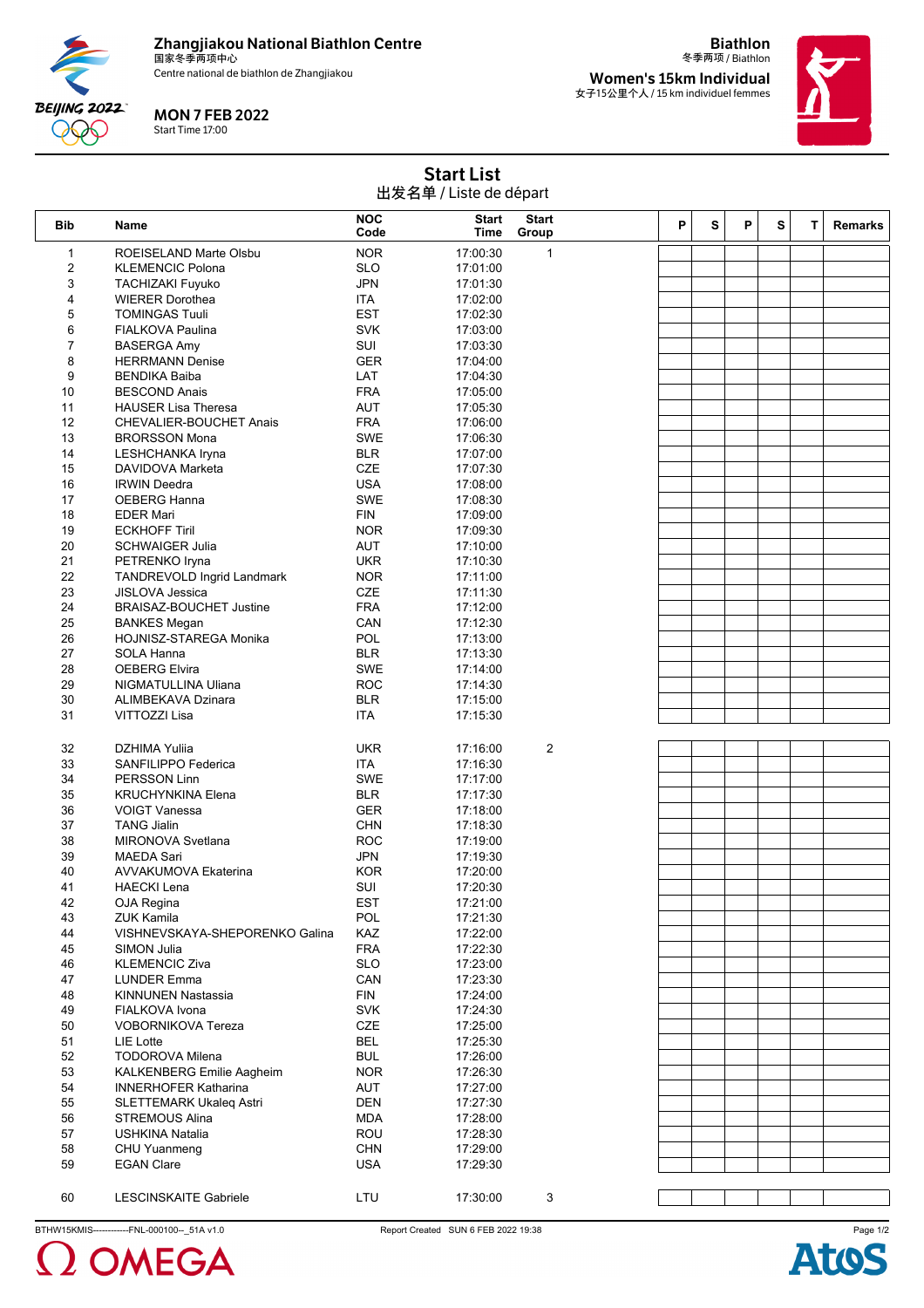Zhangjiakou National Biathlon Centre
国家冬季两项中心
Centre national de biathlon de Zhangjiakou

**MON 7 FEB 2022**
Start Time 17:00

**Biathlon**
冬季两项 / Biathlon

**Women's 15km Individual**
女子15公里个人 / 15 km individuel femmes

# Start List
出发名单 / Liste de départ

| Bib | Name | NOC Code | Start Time | Start Group | P | S | P | S | T | Remarks |
|---|---|---|---|---|---|---|---|---|---|---|
| 1 | ROEISELAND Marte Olsbu | NOR | 17:00:30 | 1 | | | | | | |
| 2 | KLEMENCIC Polona | SLO | 17:01:00 | | | | | | | |
| 3 | TACHIZAKI Fuyuko | JPN | 17:01:30 | | | | | | | |
| 4 | WIERER Dorothea | ITA | 17:02:00 | | | | | | | |
| 5 | TOMINGAS Tuuli | EST | 17:02:30 | | | | | | | |
| 6 | FIALKOVA Paulina | SVK | 17:03:00 | | | | | | | |
| 7 | BASERGA Amy | SUI | 17:03:30 | | | | | | | |
| 8 | HERRMANN Denise | GER | 17:04:00 | | | | | | | |
| 9 | BENDIKA Baiba | LAT | 17:04:30 | | | | | | | |
| 10 | BESCOND Anais | FRA | 17:05:00 | | | | | | | |
| 11 | HAUSER Lisa Theresa | AUT | 17:05:30 | | | | | | | |
| 12 | CHEVALIER-BOUCHET Anais | FRA | 17:06:00 | | | | | | | |
| 13 | BRORSSON Mona | SWE | 17:06:30 | | | | | | | |
| 14 | LESHCHANKA Iryna | BLR | 17:07:00 | | | | | | | |
| 15 | DAVIDOVA Marketa | CZE | 17:07:30 | | | | | | | |
| 16 | IRWIN Deedra | USA | 17:08:00 | | | | | | | |
| 17 | OEBERG Hanna | SWE | 17:08:30 | | | | | | | |
| 18 | EDER Mari | FIN | 17:09:00 | | | | | | | |
| 19 | ECKHOFF Tiril | NOR | 17:09:30 | | | | | | | |
| 20 | SCHWAIGER Julia | AUT | 17:10:00 | | | | | | | |
| 21 | PETRENKO Iryna | UKR | 17:10:30 | | | | | | | |
| 22 | TANDREVOLD Ingrid Landmark | NOR | 17:11:00 | | | | | | | |
| 23 | JISLOVA Jessica | CZE | 17:11:30 | | | | | | | |
| 24 | BRAISAZ-BOUCHET Justine | FRA | 17:12:00 | | | | | | | |
| 25 | BANKES Megan | CAN | 17:12:30 | | | | | | | |
| 26 | HOJNISZ-STAREGA Monika | POL | 17:13:00 | | | | | | | |
| 27 | SOLA Hanna | BLR | 17:13:30 | | | | | | | |
| 28 | OEBERG Elvira | SWE | 17:14:00 | | | | | | | |
| 29 | NIGMATULLINA Uliana | ROC | 17:14:30 | | | | | | | |
| 30 | ALIMBEKAVA Dzinara | BLR | 17:15:00 | | | | | | | |
| 31 | VITTOZZI Lisa | ITA | 17:15:30 | | | | | | | |
| 32 | DZHIMA Yuliia | UKR | 17:16:00 | 2 | | | | | | |
| 33 | SANFILIPPO Federica | ITA | 17:16:30 | | | | | | | |
| 34 | PERSSON Linn | SWE | 17:17:00 | | | | | | | |
| 35 | KRUCHYNKINA Elena | BLR | 17:17:30 | | | | | | | |
| 36 | VOIGT Vanessa | GER | 17:18:00 | | | | | | | |
| 37 | TANG Jialin | CHN | 17:18:30 | | | | | | | |
| 38 | MIRONOVA Svetlana | ROC | 17:19:00 | | | | | | | |
| 39 | MAEDA Sari | JPN | 17:19:30 | | | | | | | |
| 40 | AVVAKUMOVA Ekaterina | KOR | 17:20:00 | | | | | | | |
| 41 | HAECKI Lena | SUI | 17:20:30 | | | | | | | |
| 42 | OJA Regina | EST | 17:21:00 | | | | | | | |
| 43 | ZUK Kamila | POL | 17:21:30 | | | | | | | |
| 44 | VISHNEVSKAYA-SHEPORENKO Galina | KAZ | 17:22:00 | | | | | | | |
| 45 | SIMON Julia | FRA | 17:22:30 | | | | | | | |
| 46 | KLEMENCIC Ziva | SLO | 17:23:00 | | | | | | | |
| 47 | LUNDER Emma | CAN | 17:23:30 | | | | | | | |
| 48 | KINNUNEN Nastassia | FIN | 17:24:00 | | | | | | | |
| 49 | FIALKOVA Ivona | SVK | 17:24:30 | | | | | | | |
| 50 | VOBORNIKOVA Tereza | CZE | 17:25:00 | | | | | | | |
| 51 | LIE Lotte | BEL | 17:25:30 | | | | | | | |
| 52 | TODOROVA Milena | BUL | 17:26:00 | | | | | | | |
| 53 | KALKENBERG Emilie Aagheim | NOR | 17:26:30 | | | | | | | |
| 54 | INNERHOFER Katharina | AUT | 17:27:00 | | | | | | | |
| 55 | SLETTEMARK Ukaleq Astri | DEN | 17:27:30 | | | | | | | |
| 56 | STREMOUS Alina | MDA | 17:28:00 | | | | | | | |
| 57 | USHKINA Natalia | ROU | 17:28:30 | | | | | | | |
| 58 | CHU Yuanmeng | CHN | 17:29:00 | | | | | | | |
| 59 | EGAN Clare | USA | 17:29:30 | | | | | | | |
| 60 | LESCINSKAITE Gabriele | LTU | 17:30:00 | 3 | | | | | | |

BTHW15KMIS------------FNL-000100--_51A v1.0 Report Created SUN 6 FEB 2022 19:38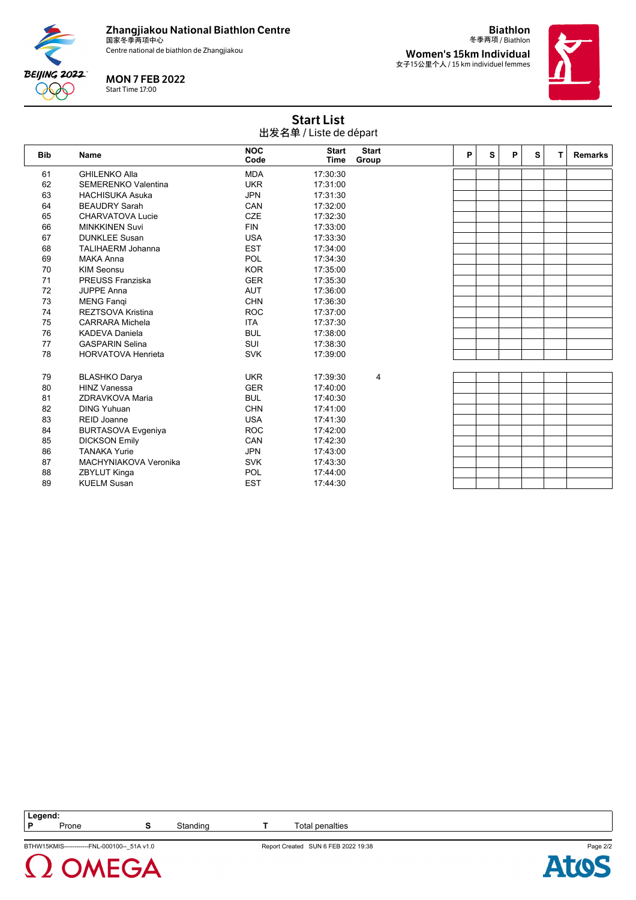Zhangjiakou National Biathlon Centre
国家冬季两项中心
Centre national de biathlon de Zhangjiakou

MON 7 FEB 2022
Start Time 17:00

Biathlon
冬季两项 / Biathlon

Women's 15km Individual
女子15公里个人 / 15 km individuel femmes

## Start List
出发名单 / Liste de départ

| Bib | Name | NOC Code | Start Time | Start Group | P | S | P | S | T | Remarks |
|---|---|---|---|---|---|---|---|---|---|---|
| 61 | GHILENKO Alla | MDA | 17:30:30 | | | | | | | |
| 62 | SEMERENKO Valentina | UKR | 17:31:00 | | | | | | | |
| 63 | HACHISUKA Asuka | JPN | 17:31:30 | | | | | | | |
| 64 | BEAUDRY Sarah | CAN | 17:32:00 | | | | | | | |
| 65 | CHARVATOVA Lucie | CZE | 17:32:30 | | | | | | | |
| 66 | MINKKINEN Suvi | FIN | 17:33:00 | | | | | | | |
| 67 | DUNKLEE Susan | USA | 17:33:30 | | | | | | | |
| 68 | TALIHAERM Johanna | EST | 17:34:00 | | | | | | | |
| 69 | MAKA Anna | POL | 17:34:30 | | | | | | | |
| 70 | KIM Seonsu | KOR | 17:35:00 | | | | | | | |
| 71 | PREUSS Franziska | GER | 17:35:30 | | | | | | | |
| 72 | JUPPE Anna | AUT | 17:36:00 | | | | | | | |
| 73 | MENG Fanqi | CHN | 17:36:30 | | | | | | | |
| 74 | REZTSOVA Kristina | ROC | 17:37:00 | | | | | | | |
| 75 | CARRARA Michela | ITA | 17:37:30 | | | | | | | |
| 76 | KADEVA Daniela | BUL | 17:38:00 | | | | | | | |
| 77 | GASPARIN Selina | SUI | 17:38:30 | | | | | | | |
| 78 | HORVATOVA Henrieta | SVK | 17:39:00 | | | | | | | |
| 79 | BLASHKO Darya | UKR | 17:39:30 | 4 | | | | | | |
| 80 | HINZ Vanessa | GER | 17:40:00 | | | | | | | |
| 81 | ZDRAVKOVA Maria | BUL | 17:40:30 | | | | | | | |
| 82 | DING Yuhuan | CHN | 17:41:00 | | | | | | | |
| 83 | REID Joanne | USA | 17:41:30 | | | | | | | |
| 84 | BURTASOVA Evgeniya | ROC | 17:42:00 | | | | | | | |
| 85 | DICKSON Emily | CAN | 17:42:30 | | | | | | | |
| 86 | TANAKA Yurie | JPN | 17:43:00 | | | | | | | |
| 87 | MACHYNIAKOVA Veronika | SVK | 17:43:30 | | | | | | | |
| 88 | ZBYLUT Kinga | POL | 17:44:00 | | | | | | | |
| 89 | KUELM Susan | EST | 17:44:30 | | | | | | | |

**Legend:**
**P** Prone **S** Standing **T** Total penalties

BTHW15KMIS------------FNL-000100--_51A v1.0 Report Created SUN 6 FEB 2022 19:38